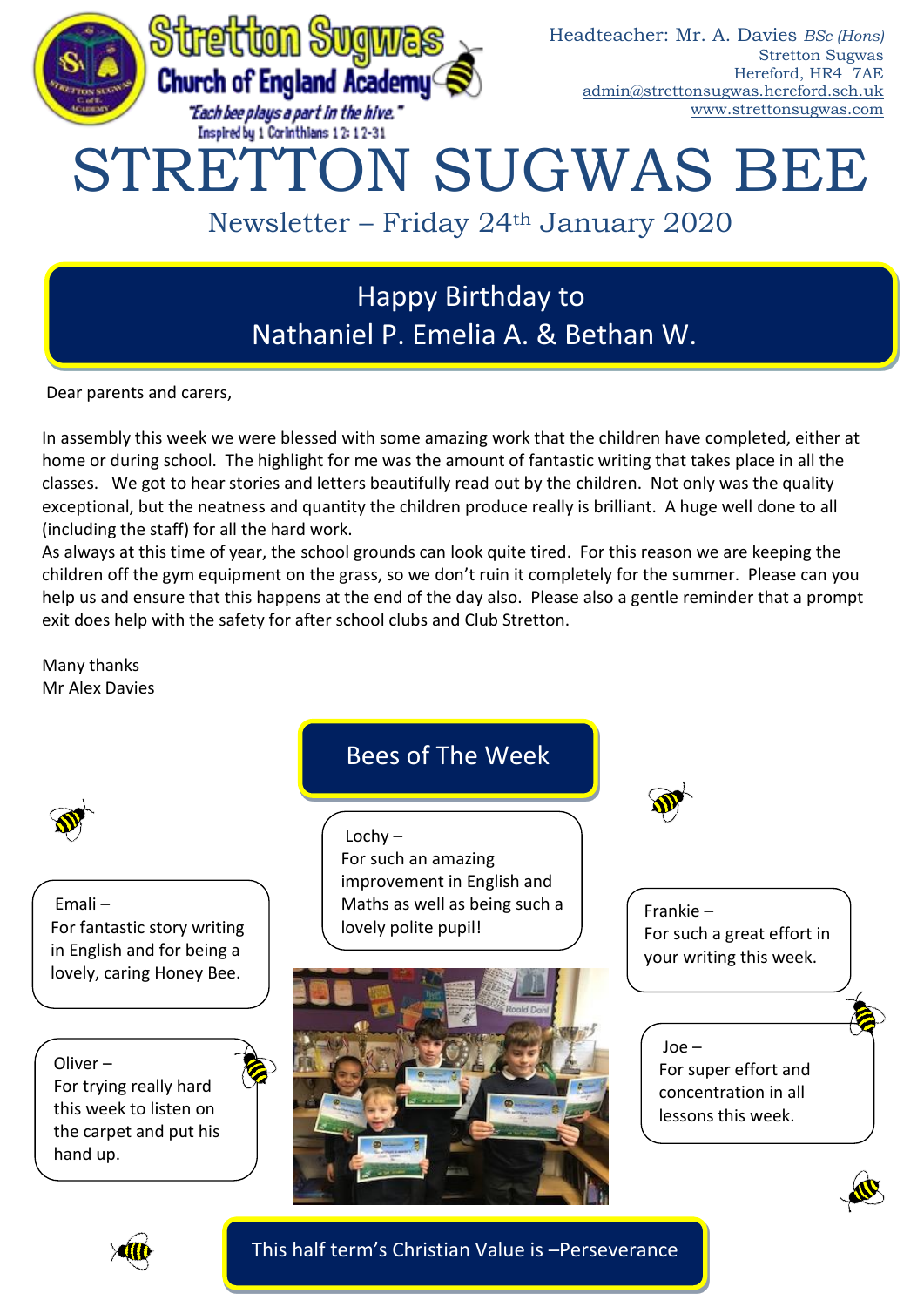Stretton Sugwas Church of England Academy

*"Each bee plays a part in the hive."*
Inspired by 1 Corinthians 12: 12-31

Headteacher: Mr. A. Davies *BSc (Hons)*
Stretton Sugwas
Hereford, HR4 7AE
admin@strettonsugwas.hereford.sch.uk
www.strettonsugwas.com

# STRETTON SUGWAS BEE

Newsletter – Friday 24th January 2020

## Happy Birthday to Nathaniel P. Emelia A. & Bethan W.

Dear parents and carers,

In assembly this week we were blessed with some amazing work that the children have completed, either at home or during school. The highlight for me was the amount of fantastic writing that takes place in all the classes. We got to hear stories and letters beautifully read out by the children. Not only was the quality exceptional, but the neatness and quantity the children produce really is brilliant. A huge well done to all (including the staff) for all the hard work.

As always at this time of year, the school grounds can look quite tired. For this reason we are keeping the children off the gym equipment on the grass, so we don't ruin it completely for the summer. Please can you help us and ensure that this happens at the end of the day also. Please also a gentle reminder that a prompt exit does help with the safety for after school clubs and Club Stretton.

Many thanks
Mr Alex Davies

## Bees of The Week

Emali – For fantastic story writing in English and for being a lovely, caring Honey Bee.

Lochy – For such an amazing improvement in English and Maths as well as being such a lovely polite pupil!

Frankie – For such a great effort in your writing this week.

Oliver – For trying really hard this week to listen on the carpet and put his hand up.

Joe – For super effort and concentration in all lessons this week.

**This half term's Christian Value is –Perseverance**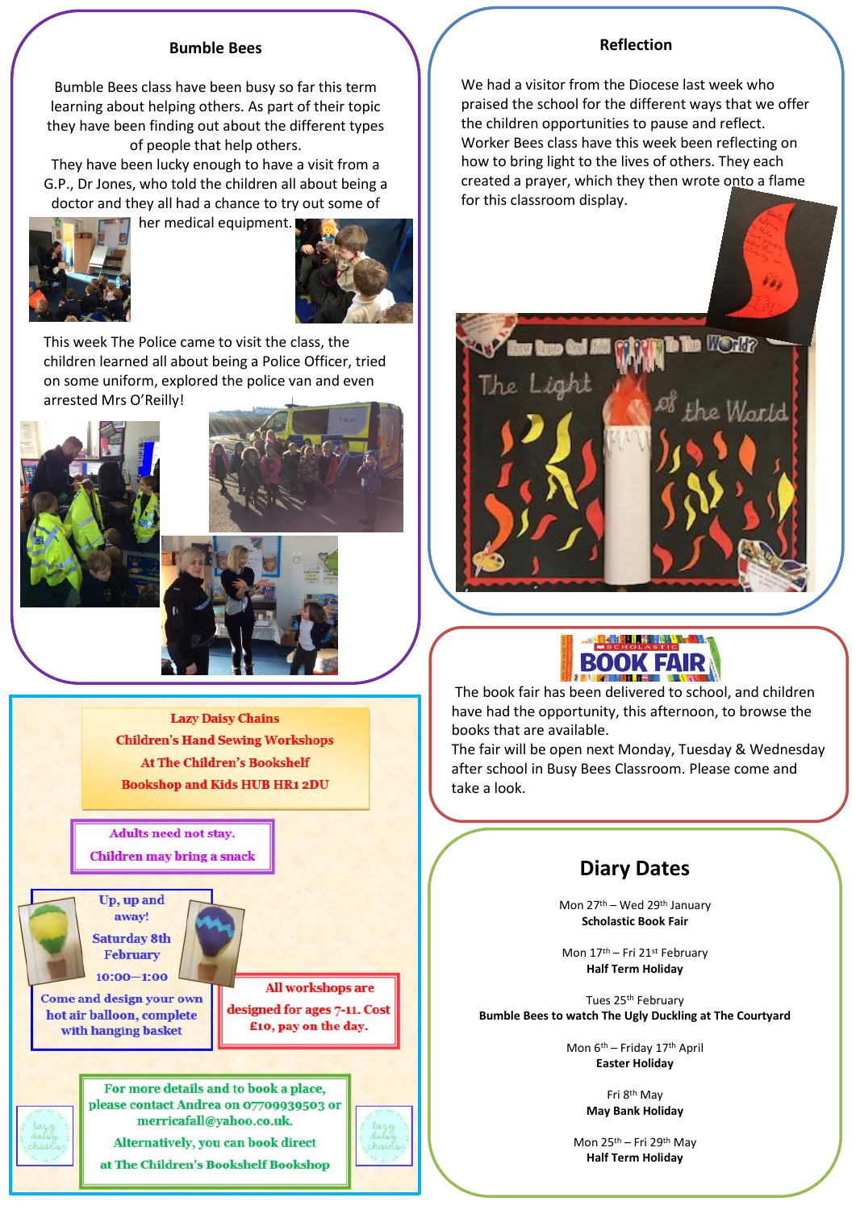## Bumble Bees

Bumble Bees class have been busy so far this term learning about helping others. As part of their topic they have been finding out about the different types of people that help others.

They have been lucky enough to have a visit from a G.P., Dr Jones, who told the children all about being a doctor and they all had a chance to try out some of her medical equipment.

This week The Police came to visit the class, the children learned all about being a Police Officer, tried on some uniform, explored the police van and even arrested Mrs O'Reilly!

## Reflection

We had a visitor from the Diocese last week who praised the school for the different ways that we offer the children opportunities to pause and reflect. Worker Bees class have this week been reflecting on how to bring light to the lives of others. They each created a prayer, which they then wrote onto a flame for this classroom display.

**Lazy Daisy Chains**
**Children's Hand Sewing Workshops**
**At The Children's Bookshelf**
**Bookshop and Kids HUB HR1 2DU**

**Adults need not stay.**
**Children may bring a snack**

**Up, up and away!**
**Saturday 8th February**
**10:00—1:00**

Come and design your own hot air balloon, complete with hanging basket

**All workshops are designed for ages 7-11. Cost £10, pay on the day.**

**For more details and to book a place, please contact Andrea on 07709939503 or merricafall@yahoo.co.uk.**

**Alternatively, you can book direct at The Children's Bookshelf Bookshop**

## SCHOLASTIC BOOK FAIR

The book fair has been delivered to school, and children have had the opportunity, this afternoon, to browse the books that are available.

The fair will be open next Monday, Tuesday & Wednesday after school in Busy Bees Classroom. Please come and take a look.

## Diary Dates

Mon 27th – Wed 29th January
**Scholastic Book Fair**

Mon 17th – Fri 21st February
**Half Term Holiday**

Tues 25th February
**Bumble Bees to watch The Ugly Duckling at The Courtyard**

Mon 6th – Friday 17th April
**Easter Holiday**

Fri 8th May
**May Bank Holiday**

Mon 25th – Fri 29th May
**Half Term Holiday**